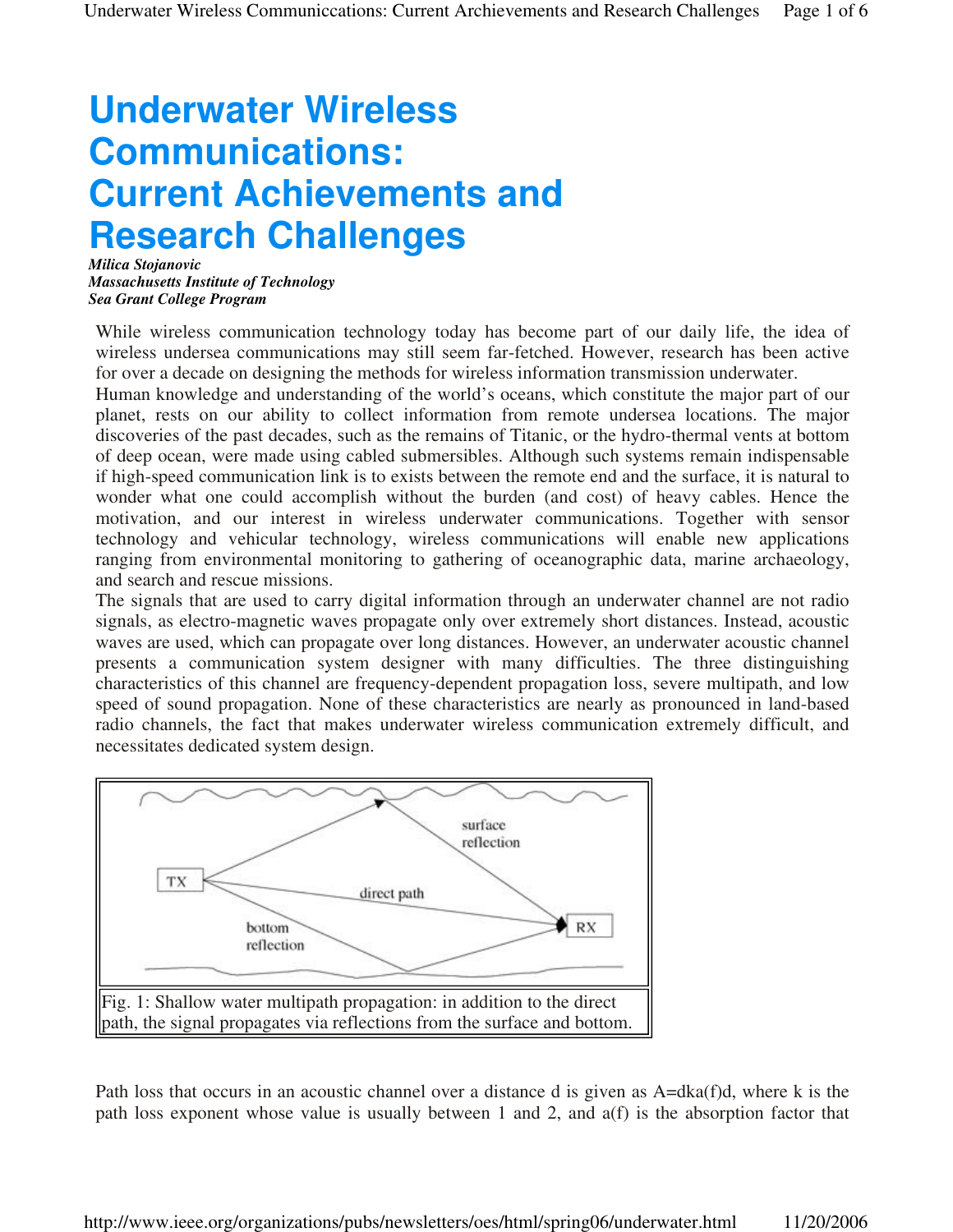# Underwater Wireless Communications: Current Achievements and Research Challenges

***Milica Stojanovic***
***Massachusetts Institute of Technology***
***Sea Grant College Program***

While wireless communication technology today has become part of our daily life, the idea of wireless undersea communications may still seem far-fetched. However, research has been active for over a decade on designing the methods for wireless information transmission underwater.

Human knowledge and understanding of the world's oceans, which constitute the major part of our planet, rests on our ability to collect information from remote undersea locations. The major discoveries of the past decades, such as the remains of Titanic, or the hydro-thermal vents at bottom of deep ocean, were made using cabled submersibles. Although such systems remain indispensable if high-speed communication link is to exists between the remote end and the surface, it is natural to wonder what one could accomplish without the burden (and cost) of heavy cables. Hence the motivation, and our interest in wireless underwater communications. Together with sensor technology and vehicular technology, wireless communications will enable new applications ranging from environmental monitoring to gathering of oceanographic data, marine archaeology, and search and rescue missions.

The signals that are used to carry digital information through an underwater channel are not radio signals, as electro-magnetic waves propagate only over extremely short distances. Instead, acoustic waves are used, which can propagate over long distances. However, an underwater acoustic channel presents a communication system designer with many difficulties. The three distinguishing characteristics of this channel are frequency-dependent propagation loss, severe multipath, and low speed of sound propagation. None of these characteristics are nearly as pronounced in land-based radio channels, the fact that makes underwater wireless communication extremely difficult, and necessitates dedicated system design.

Fig. 1: Shallow water multipath propagation: in addition to the direct path, the signal propagates via reflections from the surface and bottom.

Path loss that occurs in an acoustic channel over a distance d is given as $A=d^k a(f)^d$, where k is the path loss exponent whose value is usually between 1 and 2, and a(f) is the absorption factor that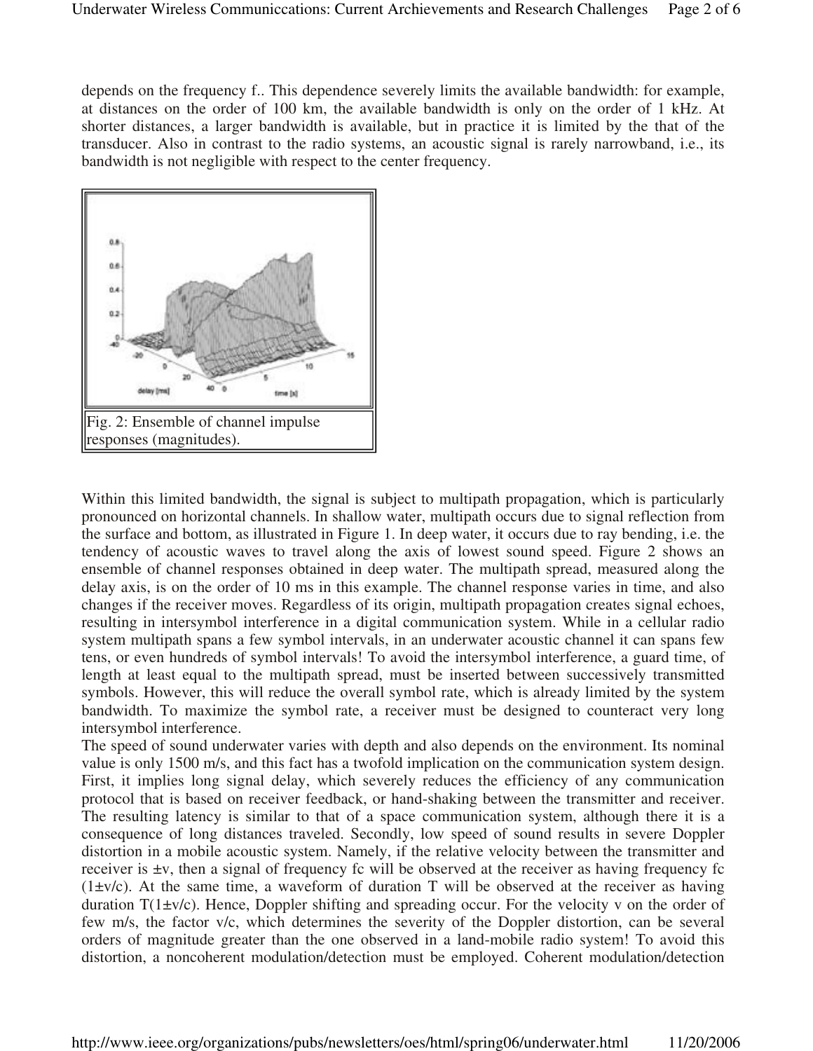depends on the frequency f.. This dependence severely limits the available bandwidth: for example, at distances on the order of 100 km, the available bandwidth is only on the order of 1 kHz. At shorter distances, a larger bandwidth is available, but in practice it is limited by the that of the transducer. Also in contrast to the radio systems, an acoustic signal is rarely narrowband, i.e., its bandwidth is not negligible with respect to the center frequency.

Fig. 2: Ensemble of channel impulse responses (magnitudes).

Within this limited bandwidth, the signal is subject to multipath propagation, which is particularly pronounced on horizontal channels. In shallow water, multipath occurs due to signal reflection from the surface and bottom, as illustrated in Figure 1. In deep water, it occurs due to ray bending, i.e. the tendency of acoustic waves to travel along the axis of lowest sound speed. Figure 2 shows an ensemble of channel responses obtained in deep water. The multipath spread, measured along the delay axis, is on the order of 10 ms in this example. The channel response varies in time, and also changes if the receiver moves. Regardless of its origin, multipath propagation creates signal echoes, resulting in intersymbol interference in a digital communication system. While in a cellular radio system multipath spans a few symbol intervals, in an underwater acoustic channel it can spans few tens, or even hundreds of symbol intervals! To avoid the intersymbol interference, a guard time, of length at least equal to the multipath spread, must be inserted between successively transmitted symbols. However, this will reduce the overall symbol rate, which is already limited by the system bandwidth. To maximize the symbol rate, a receiver must be designed to counteract very long intersymbol interference.

The speed of sound underwater varies with depth and also depends on the environment. Its nominal value is only 1500 m/s, and this fact has a twofold implication on the communication system design. First, it implies long signal delay, which severely reduces the efficiency of any communication protocol that is based on receiver feedback, or hand-shaking between the transmitter and receiver. The resulting latency is similar to that of a space communication system, although there it is a consequence of long distances traveled. Secondly, low speed of sound results in severe Doppler distortion in a mobile acoustic system. Namely, if the relative velocity between the transmitter and receiver is $\pm v$, then a signal of frequency $f_c$ will be observed at the receiver as having frequency $f_c (1 \pm v/c)$. At the same time, a waveform of duration T will be observed at the receiver as having duration $T(1 \pm v/c)$. Hence, Doppler shifting and spreading occur. For the velocity v on the order of few m/s, the factor $v/c$, which determines the severity of the Doppler distortion, can be several orders of magnitude greater than the one observed in a land-mobile radio system! To avoid this distortion, a noncoherent modulation/detection must be employed. Coherent modulation/detection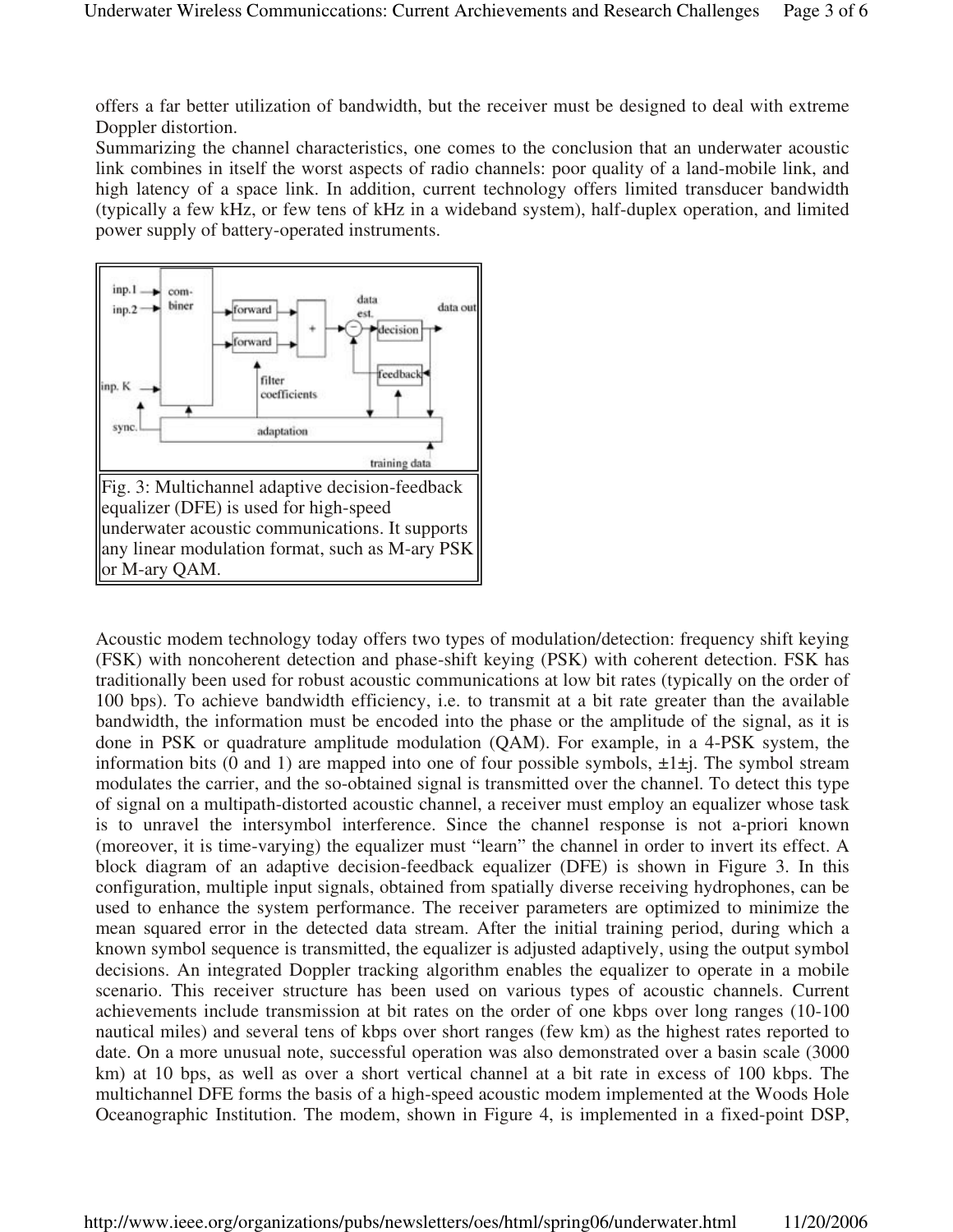offers a far better utilization of bandwidth, but the receiver must be designed to deal with extreme Doppler distortion.

Summarizing the channel characteristics, one comes to the conclusion that an underwater acoustic link combines in itself the worst aspects of radio channels: poor quality of a land-mobile link, and high latency of a space link. In addition, current technology offers limited transducer bandwidth (typically a few kHz, or few tens of kHz in a wideband system), half-duplex operation, and limited power supply of battery-operated instruments.

Fig. 3: Multichannel adaptive decision-feedback equalizer (DFE) is used for high-speed underwater acoustic communications. It supports any linear modulation format, such as M-ary PSK or M-ary QAM.

Acoustic modem technology today offers two types of modulation/detection: frequency shift keying (FSK) with noncoherent detection and phase-shift keying (PSK) with coherent detection. FSK has traditionally been used for robust acoustic communications at low bit rates (typically on the order of 100 bps). To achieve bandwidth efficiency, i.e. to transmit at a bit rate greater than the available bandwidth, the information must be encoded into the phase or the amplitude of the signal, as it is done in PSK or quadrature amplitude modulation (QAM). For example, in a 4-PSK system, the information bits (0 and 1) are mapped into one of four possible symbols, $\pm 1 \pm j$. The symbol stream modulates the carrier, and the so-obtained signal is transmitted over the channel. To detect this type of signal on a multipath-distorted acoustic channel, a receiver must employ an equalizer whose task is to unravel the intersymbol interference. Since the channel response is not a-priori known (moreover, it is time-varying) the equalizer must "learn" the channel in order to invert its effect. A block diagram of an adaptive decision-feedback equalizer (DFE) is shown in Figure 3. In this configuration, multiple input signals, obtained from spatially diverse receiving hydrophones, can be used to enhance the system performance. The receiver parameters are optimized to minimize the mean squared error in the detected data stream. After the initial training period, during which a known symbol sequence is transmitted, the equalizer is adjusted adaptively, using the output symbol decisions. An integrated Doppler tracking algorithm enables the equalizer to operate in a mobile scenario. This receiver structure has been used on various types of acoustic channels. Current achievements include transmission at bit rates on the order of one kbps over long ranges (10-100 nautical miles) and several tens of kbps over short ranges (few km) as the highest rates reported to date. On a more unusual note, successful operation was also demonstrated over a basin scale (3000 km) at 10 bps, as well as over a short vertical channel at a bit rate in excess of 100 kbps. The multichannel DFE forms the basis of a high-speed acoustic modem implemented at the Woods Hole Oceanographic Institution. The modem, shown in Figure 4, is implemented in a fixed-point DSP,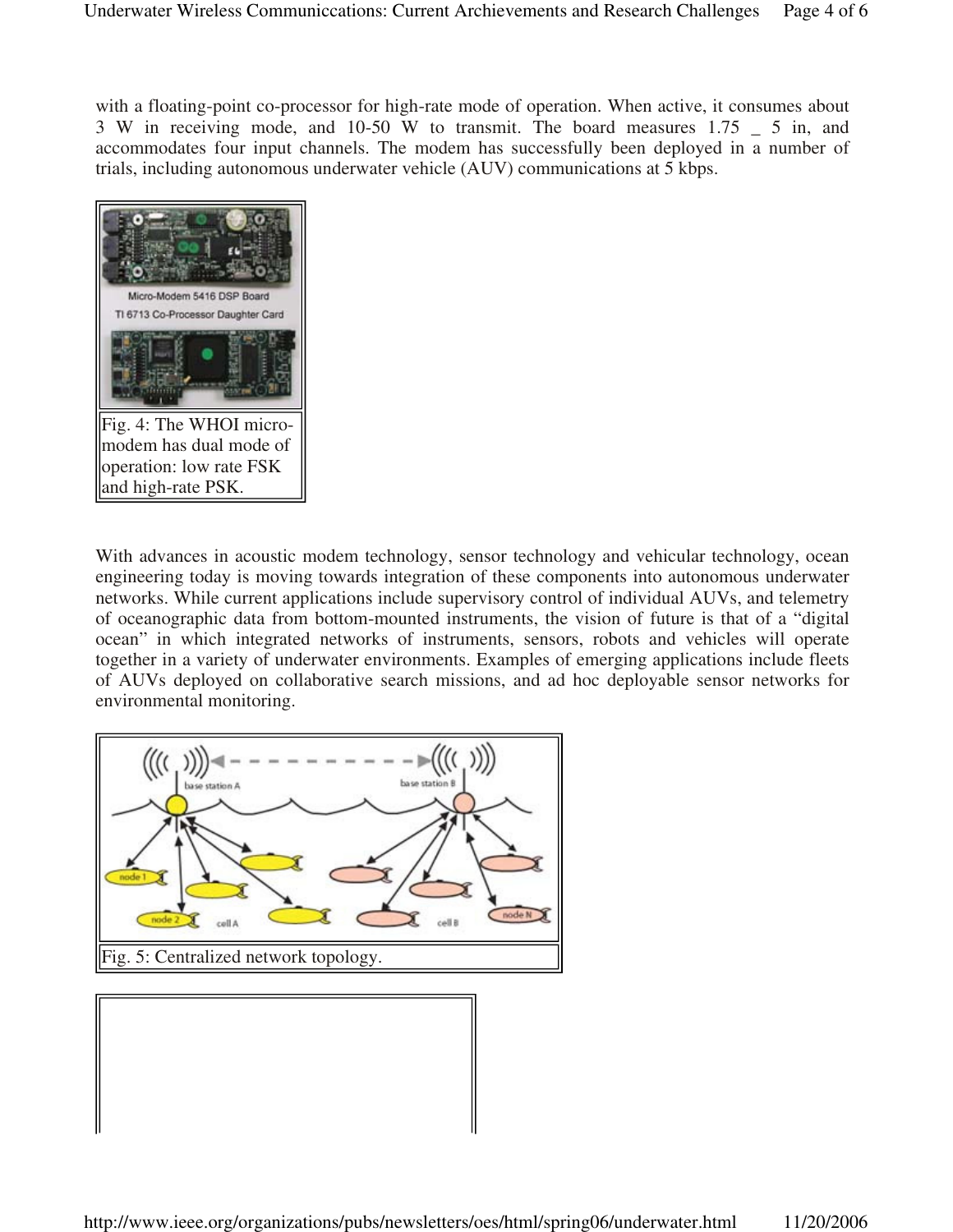with a floating-point co-processor for high-rate mode of operation. When active, it consumes about 3 W in receiving mode, and 10-50 W to transmit. The board measures 1.75 _ 5 in, and accommodates four input channels. The modem has successfully been deployed in a number of trials, including autonomous underwater vehicle (AUV) communications at 5 kbps.

Fig. 4: The WHOI micro-modem has dual mode of operation: low rate FSK and high-rate PSK.

With advances in acoustic modem technology, sensor technology and vehicular technology, ocean engineering today is moving towards integration of these components into autonomous underwater networks. While current applications include supervisory control of individual AUVs, and telemetry of oceanographic data from bottom-mounted instruments, the vision of future is that of a "digital ocean" in which integrated networks of instruments, sensors, robots and vehicles will operate together in a variety of underwater environments. Examples of emerging applications include fleets of AUVs deployed on collaborative search missions, and ad hoc deployable sensor networks for environmental monitoring.

Fig. 5: Centralized network topology.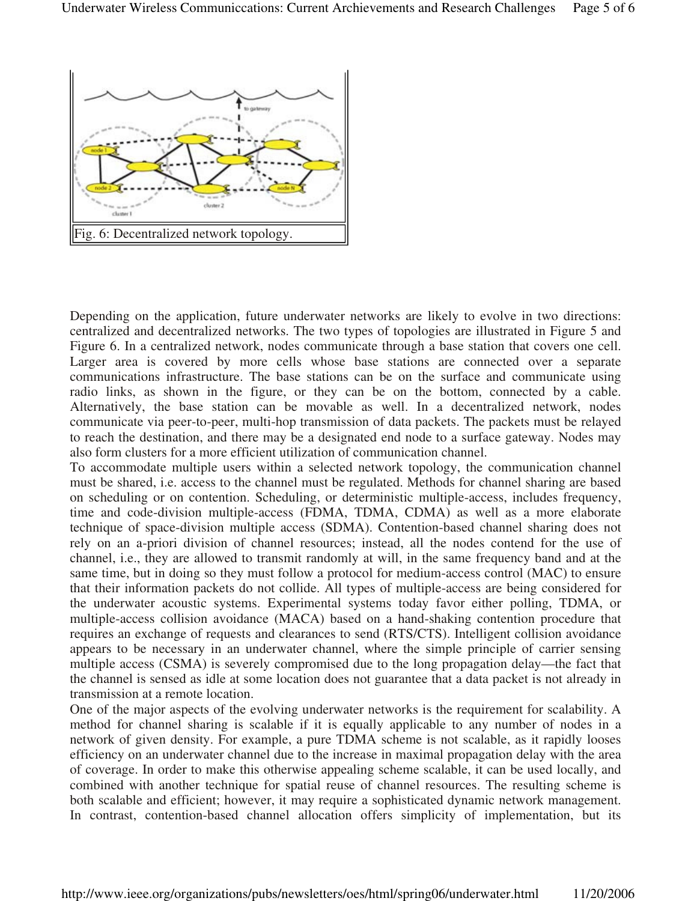Fig. 6: Decentralized network topology.

Depending on the application, future underwater networks are likely to evolve in two directions: centralized and decentralized networks. The two types of topologies are illustrated in Figure 5 and Figure 6. In a centralized network, nodes communicate through a base station that covers one cell. Larger area is covered by more cells whose base stations are connected over a separate communications infrastructure. The base stations can be on the surface and communicate using radio links, as shown in the figure, or they can be on the bottom, connected by a cable. Alternatively, the base station can be movable as well. In a decentralized network, nodes communicate via peer-to-peer, multi-hop transmission of data packets. The packets must be relayed to reach the destination, and there may be a designated end node to a surface gateway. Nodes may also form clusters for a more efficient utilization of communication channel.

To accommodate multiple users within a selected network topology, the communication channel must be shared, i.e. access to the channel must be regulated. Methods for channel sharing are based on scheduling or on contention. Scheduling, or deterministic multiple-access, includes frequency, time and code-division multiple-access (FDMA, TDMA, CDMA) as well as a more elaborate technique of space-division multiple access (SDMA). Contention-based channel sharing does not rely on an a-priori division of channel resources; instead, all the nodes contend for the use of channel, i.e., they are allowed to transmit randomly at will, in the same frequency band and at the same time, but in doing so they must follow a protocol for medium-access control (MAC) to ensure that their information packets do not collide. All types of multiple-access are being considered for the underwater acoustic systems. Experimental systems today favor either polling, TDMA, or multiple-access collision avoidance (MACA) based on a hand-shaking contention procedure that requires an exchange of requests and clearances to send (RTS/CTS). Intelligent collision avoidance appears to be necessary in an underwater channel, where the simple principle of carrier sensing multiple access (CSMA) is severely compromised due to the long propagation delay—the fact that the channel is sensed as idle at some location does not guarantee that a data packet is not already in transmission at a remote location.

One of the major aspects of the evolving underwater networks is the requirement for scalability. A method for channel sharing is scalable if it is equally applicable to any number of nodes in a network of given density. For example, a pure TDMA scheme is not scalable, as it rapidly looses efficiency on an underwater channel due to the increase in maximal propagation delay with the area of coverage. In order to make this otherwise appealing scheme scalable, it can be used locally, and combined with another technique for spatial reuse of channel resources. The resulting scheme is both scalable and efficient; however, it may require a sophisticated dynamic network management. In contrast, contention-based channel allocation offers simplicity of implementation, but its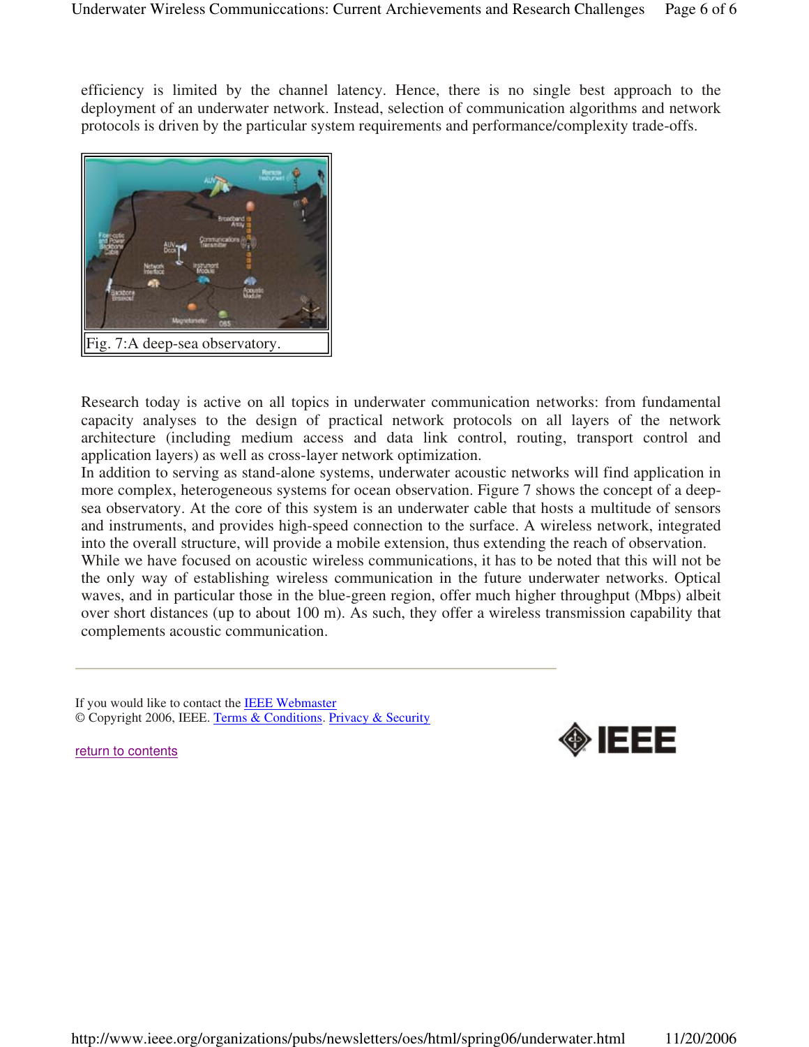efficiency is limited by the channel latency. Hence, there is no single best approach to the deployment of an underwater network. Instead, selection of communication algorithms and network protocols is driven by the particular system requirements and performance/complexity trade-offs.

Fig. 7:A deep-sea observatory.

Research today is active on all topics in underwater communication networks: from fundamental capacity analyses to the design of practical network protocols on all layers of the network architecture (including medium access and data link control, routing, transport control and application layers) as well as cross-layer network optimization.

In addition to serving as stand-alone systems, underwater acoustic networks will find application in more complex, heterogeneous systems for ocean observation. Figure 7 shows the concept of a deep-sea observatory. At the core of this system is an underwater cable that hosts a multitude of sensors and instruments, and provides high-speed connection to the surface. A wireless network, integrated into the overall structure, will provide a mobile extension, thus extending the reach of observation.

While we have focused on acoustic wireless communications, it has to be noted that this will not be the only way of establishing wireless communication in the future underwater networks. Optical waves, and in particular those in the blue-green region, offer much higher throughput (Mbps) albeit over short distances (up to about 100 m). As such, they offer a wireless transmission capability that complements acoustic communication.

---

If you would like to contact the IEEE Webmaster
© Copyright 2006, IEEE. Terms & Conditions. Privacy & Security

return to contents